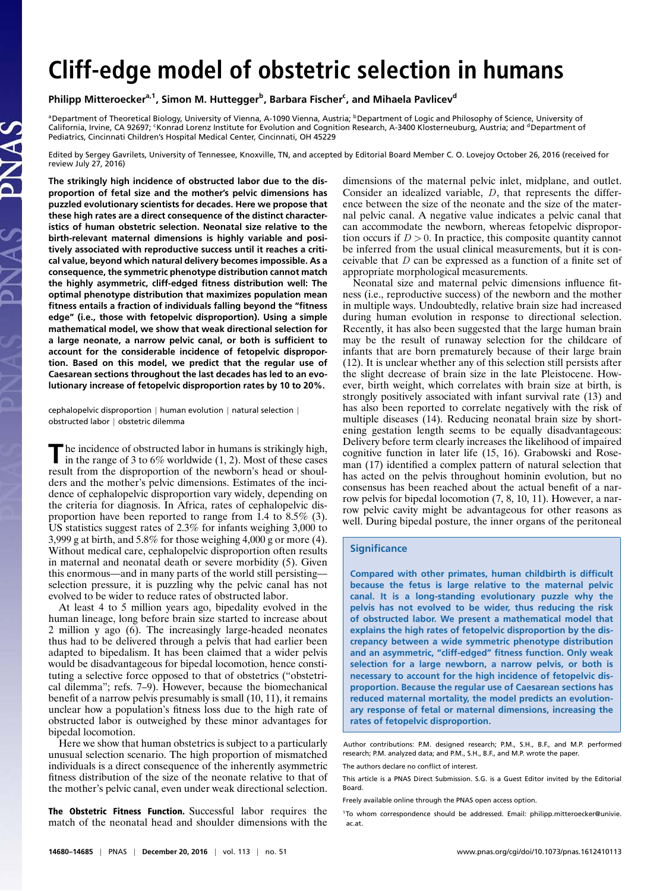# Cliff-edge model of obstetric selection in humans

**Philipp Mitteroecker[a,1], Simon M. Huttegger[b], Barbara Fischer[c], and Mihaela Pavlicev[d]**

[a]Department of Theoretical Biology, University of Vienna, A-1090 Vienna, Austria; [b]Department of Logic and Philosophy of Science, University of California, Irvine, CA 92697; [c]Konrad Lorenz Institute for Evolution and Cognition Research, A-3400 Klosterneuburg, Austria; and [d]Department of Pediatrics, Cincinnati Children's Hospital Medical Center, Cincinnati, OH 45229

Edited by Sergey Gavrilets, University of Tennessee, Knoxville, TN, and accepted by Editorial Board Member C. O. Lovejoy October 26, 2016 (received for review July 27, 2016)

**The strikingly high incidence of obstructed labor due to the disproportion of fetal size and the mother's pelvic dimensions has puzzled evolutionary scientists for decades. Here we propose that these high rates are a direct consequence of the distinct characteristics of human obstetric selection. Neonatal size relative to the birth-relevant maternal dimensions is highly variable and positively associated with reproductive success until it reaches a critical value, beyond which natural delivery becomes impossible. As a consequence, the symmetric phenotype distribution cannot match the highly asymmetric, cliff-edged fitness distribution well: The optimal phenotype distribution that maximizes population mean fitness entails a fraction of individuals falling beyond the "fitness edge" (i.e., those with fetopelvic disproportion). Using a simple mathematical model, we show that weak directional selection for a large neonate, a narrow pelvic canal, or both is sufficient to account for the considerable incidence of fetopelvic disproportion. Based on this model, we predict that the regular use of Caesarean sections throughout the last decades has led to an evolutionary increase of fetopelvic disproportion rates by 10 to 20%.**

cephalopelvic disproportion | human evolution | natural selection | obstructed labor | obstetric dilemma

## Significance

**Compared with other primates, human childbirth is difficult because the fetus is large relative to the maternal pelvic canal. It is a long-standing evolutionary puzzle why the pelvis has not evolved to be wider, thus reducing the risk of obstructed labor. We present a mathematical model that explains the high rates of fetopelvic disproportion by the discrepancy between a wide symmetric phenotype distribution and an asymmetric, "cliff-edged" fitness function. Only weak selection for a large newborn, a narrow pelvis, or both is necessary to account for the high incidence of fetopelvic disproportion. Because the regular use of Caesarean sections has reduced maternal mortality, the model predicts an evolutionary response of fetal or maternal dimensions, increasing the rates of fetopelvic disproportion.**

The incidence of obstructed labor in humans is strikingly high, in the range of 3 to 6% worldwide (1, 2). Most of these cases result from the disproportion of the newborn's head or shoulders and the mother's pelvic dimensions. Estimates of the incidence of cephalopelvic disproportion vary widely, depending on the criteria for diagnosis. In Africa, rates of cephalopelvic disproportion have been reported to range from 1.4 to 8.5% (3). US statistics suggest rates of 2.3% for infants weighing 3,000 to 3,999 g at birth, and 5.8% for those weighing 4,000 g or more (4). Without medical care, cephalopelvic disproportion often results in maternal and neonatal death or severe morbidity (5). Given this enormous—and in many parts of the world still persisting—selection pressure, it is puzzling why the pelvic canal has not evolved to be wider to reduce rates of obstructed labor.

At least 4 to 5 million years ago, bipedality evolved in the human lineage, long before brain size started to increase about 2 million y ago (6). The increasingly large-headed neonates thus had to be delivered through a pelvis that had earlier been adapted to bipedalism. It has been claimed that a wider pelvis would be disadvantageous for bipedal locomotion, hence constituting a selective force opposed to that of obstetrics ("obstetrical dilemma"; refs. 7–9). However, because the biomechanical benefit of a narrow pelvis presumably is small (10, 11), it remains unclear how a population's fitness loss due to the high rate of obstructed labor is outweighed by these minor advantages for bipedal locomotion.

Here we show that human obstetrics is subject to a particularly unusual selection scenario. The high proportion of mismatched individuals is a direct consequence of the inherently asymmetric fitness distribution of the size of the neonate relative to that of the mother's pelvic canal, even under weak directional selection.

**The Obstetric Fitness Function.** Successful labor requires the match of the neonatal head and shoulder dimensions with the dimensions of the maternal pelvic inlet, midplane, and outlet. Consider an idealized variable, $D$, that represents the difference between the size of the neonate and the size of the maternal pelvic canal. A negative value indicates a pelvic canal that can accommodate the newborn, whereas fetopelvic disproportion occurs if $D > 0$. In practice, this composite quantity cannot be inferred from the usual clinical measurements, but it is conceivable that $D$ can be expressed as a function of a finite set of appropriate morphological measurements.

Neonatal size and maternal pelvic dimensions influence fitness (i.e., reproductive success) of the newborn and the mother in multiple ways. Undoubtedly, relative brain size had increased during human evolution in response to directional selection. Recently, it has also been suggested that the large human brain may be the result of runaway selection for the childcare of infants that are born prematurely because of their large brain (12). It is unclear whether any of this selection still persists after the slight decrease of brain size in the late Pleistocene. However, birth weight, which correlates with brain size at birth, is strongly positively associated with infant survival rate (13) and has also been reported to correlate negatively with the risk of multiple diseases (14). Reducing neonatal brain size by shortening gestation length seems to be equally disadvantageous: Delivery before term clearly increases the likelihood of impaired cognitive function in later life (15, 16). Grabowski and Roseman (17) identified a complex pattern of natural selection that has acted on the pelvis throughout hominin evolution, but no consensus has been reached about the actual benefit of a narrow pelvis for bipedal locomotion (7, 8, 10, 11). However, a narrow pelvic cavity might be advantageous for other reasons as well. During bipedal posture, the inner organs of the peritoneal

Author contributions: P.M. designed research; P.M., S.H., B.F., and M.P. performed research; P.M. analyzed data; and P.M., S.H., B.F., and M.P. wrote the paper.

The authors declare no conflict of interest.

This article is a PNAS Direct Submission. S.G. is a Guest Editor invited by the Editorial Board.

Freely available online through the PNAS open access option.

[1]To whom correspondence should be addressed. Email: philipp.mitteroecker@univie.ac.at.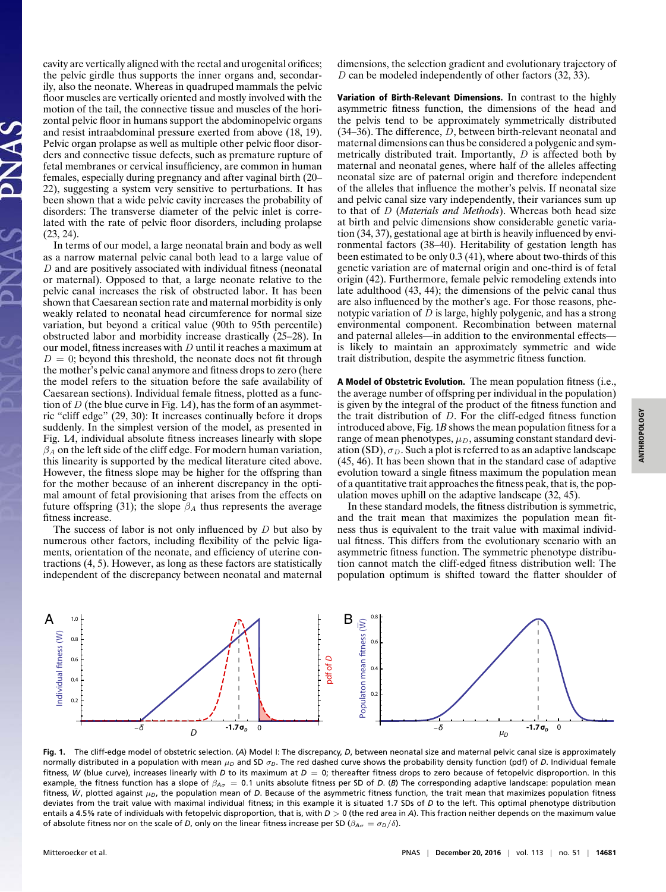cavity are vertically aligned with the rectal and urogenital orifices; the pelvic girdle thus supports the inner organs and, secondarily, also the neonate. Whereas in quadruped mammals the pelvic floor muscles are vertically oriented and mostly involved with the motion of the tail, the connective tissue and muscles of the horizontal pelvic floor in humans support the abdominopelvic organs and resist intraabdominal pressure exerted from above (18, 19). Pelvic organ prolapse as well as multiple other pelvic floor disorders and connective tissue defects, such as premature rupture of fetal membranes or cervical insufficiency, are common in human females, especially during pregnancy and after vaginal birth (20–22), suggesting a system very sensitive to perturbations. It has been shown that a wide pelvic cavity increases the probability of disorders: The transverse diameter of the pelvic inlet is correlated with the rate of pelvic floor disorders, including prolapse (23, 24).

In terms of our model, a large neonatal brain and body as well as a narrow maternal pelvic canal both lead to a large value of $D$ and are positively associated with individual fitness (neonatal or maternal). Opposed to that, a large neonate relative to the pelvic canal increases the risk of obstructed labor. It has been shown that Caesarean section rate and maternal morbidity is only weakly related to neonatal head circumference for normal size variation, but beyond a critical value (90th to 95th percentile) obstructed labor and morbidity increase drastically (25–28). In our model, fitness increases with $D$ until it reaches a maximum at $D = 0$; beyond this threshold, the neonate does not fit through the mother's pelvic canal anymore and fitness drops to zero (here the model refers to the situation before the safe availability of Caesarean sections). Individual female fitness, plotted as a function of $D$ (the blue curve in Fig. 1*A*), has the form of an asymmetric "cliff edge" (29, 30): It increases continually before it drops suddenly. In the simplest version of the model, as presented in Fig. 1*A*, individual absolute fitness increases linearly with slope $\beta_A$ on the left side of the cliff edge. For modern human variation, this linearity is supported by the medical literature cited above. However, the fitness slope may be higher for the offspring than for the mother because of an inherent discrepancy in the optimal amount of fetal provisioning that arises from the effects on future offspring (31); the slope $\beta_A$ thus represents the average fitness increase.

The success of labor is not only influenced by $D$ but also by numerous other factors, including flexibility of the pelvic ligaments, orientation of the neonate, and efficiency of uterine contractions (4, 5). However, as long as these factors are statistically independent of the discrepancy between neonatal and maternal dimensions, the selection gradient and evolutionary trajectory of $D$ can be modeled independently of other factors (32, 33).

**Variation of Birth-Relevant Dimensions.** In contrast to the highly asymmetric fitness function, the dimensions of the head and the pelvis tend to be approximately symmetrically distributed (34–36). The difference, $D$, between birth-relevant neonatal and maternal dimensions can thus be considered a polygenic and symmetrically distributed trait. Importantly, $D$ is affected both by maternal and neonatal genes, where half of the alleles affecting neonatal size are of paternal origin and therefore independent of the alleles that influence the mother's pelvis. If neonatal size and pelvic canal size vary independently, their variances sum up to that of $D$ (*Materials and Methods*). Whereas both head size at birth and pelvic dimensions show considerable genetic variation (34, 37), gestational age at birth is heavily influenced by environmental factors (38–40). Heritability of gestation length has been estimated to be only 0.3 (41), where about two-thirds of this genetic variation are of maternal origin and one-third is of fetal origin (42). Furthermore, female pelvic remodeling extends into late adulthood (43, 44); the dimensions of the pelvic canal thus are also influenced by the mother's age. For those reasons, phenotypic variation of $D$ is large, highly polygenic, and has a strong environmental component. Recombination between maternal and paternal alleles—in addition to the environmental effects—is likely to maintain an approximately symmetric and wide trait distribution, despite the asymmetric fitness function.

**A Model of Obstetric Evolution.** The mean population fitness (i.e., the average number of offspring per individual in the population) is given by the integral of the product of the fitness function and the trait distribution of $D$. For the cliff-edged fitness function introduced above, Fig. 1*B* shows the mean population fitness for a range of mean phenotypes, $\mu_D$, assuming constant standard deviation (SD), $\sigma_D$. Such a plot is referred to as an adaptive landscape (45, 46). It has been shown that in the standard case of adaptive evolution toward a single fitness maximum the population mean of a quantitative trait approaches the fitness peak, that is, the population moves uphill on the adaptive landscape (32, 45).

In these standard models, the fitness distribution is symmetric, and the trait mean that maximizes the population mean fitness thus is equivalent to the trait value with maximal individual fitness. This differs from the evolutionary scenario with an asymmetric fitness function. The symmetric phenotype distribution cannot match the cliff-edged fitness distribution well: The population optimum is shifted toward the flatter shoulder of

A
Individual fitness (W)
1.0
0.8
0.6
0.4
0.2
$-\delta$
$D$
$-1.7\sigma_D$
0
pdf of $D$

B
Populaton mean fitness ($\bar{W}$)
0.8
0.6
0.4
0.2
$-\delta$
$\mu_D$
$-1.7\sigma_D$
0

**Fig. 1.** The cliff-edge model of obstetric selection. (*A*) Model I: The discrepancy, $D$, between neonatal size and maternal pelvic canal size is approximately normally distributed in a population with mean $\mu_D$ and SD $\sigma_D$. The red dashed curve shows the probability density function (pdf) of $D$. Individual female fitness, $W$ (blue curve), increases linearly with $D$ to its maximum at $D = 0$; thereafter fitness drops to zero because of fetopelvic disproportion. In this example, the fitness function has a slope of $\beta_{A\sigma} = 0.1$ units absolute fitness per SD of $D$. (*B*) The corresponding adaptive landscape: population mean fitness, $\bar{W}$, plotted against $\mu_D$, the population mean of $D$. Because of the asymmetric fitness function, the trait mean that maximizes population fitness deviates from the trait value with maximal individual fitness; in this example it is situated 1.7 SDs of $D$ to the left. This optimal phenotype distribution entails a 4.5% rate of individuals with fetopelvic disproportion, that is, with $D > 0$ (the red area in *A*). This fraction neither depends on the maximum value of absolute fitness nor on the scale of $D$, only on the linear fitness increase per SD ($\beta_{A\sigma} = \sigma_D/\delta$).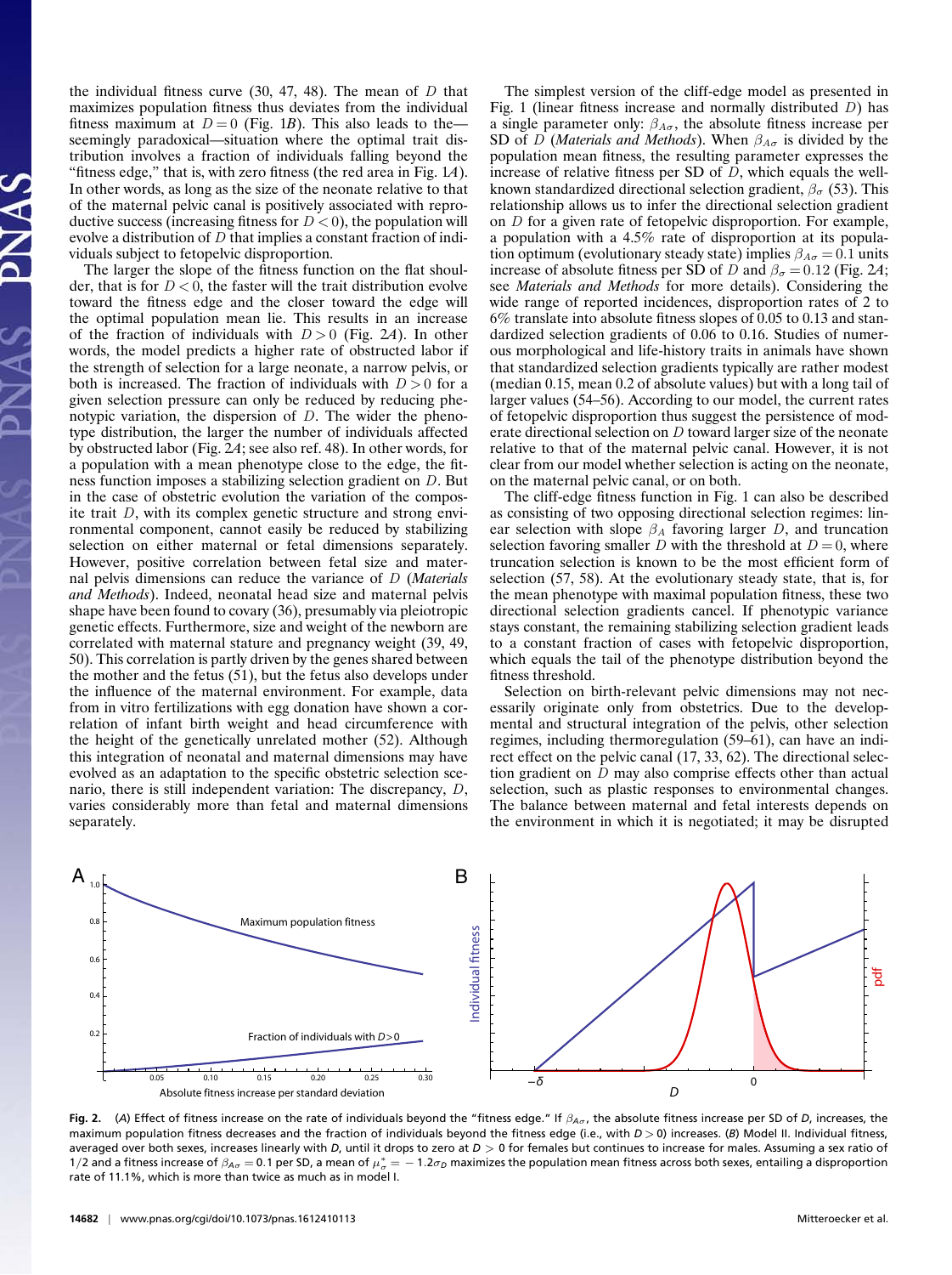the individual fitness curve (30, 47, 48). The mean of $D$ that maximizes population fitness thus deviates from the individual fitness maximum at $D = 0$ (Fig. 1*B*). This also leads to the—seemingly paradoxical—situation where the optimal trait distribution involves a fraction of individuals falling beyond the "fitness edge," that is, with zero fitness (the red area in Fig. 1*A*). In other words, as long as the size of the neonate relative to that of the maternal pelvic canal is positively associated with reproductive success (increasing fitness for $D < 0$), the population will evolve a distribution of $D$ that implies a constant fraction of individuals subject to fetopelvic disproportion.

The larger the slope of the fitness function on the flat shoulder, that is for $D < 0$, the faster will the trait distribution evolve toward the fitness edge and the closer toward the edge will the optimal population mean lie. This results in an increase of the fraction of individuals with $D > 0$ (Fig. 2*A*). In other words, the model predicts a higher rate of obstructed labor if the strength of selection for a large neonate, a narrow pelvis, or both is increased. The fraction of individuals with $D > 0$ for a given selection pressure can only be reduced by reducing phenotypic variation, the dispersion of $D$. The wider the phenotype distribution, the larger the number of individuals affected by obstructed labor (Fig. 2*A*; see also ref. 48). In other words, for a population with a mean phenotype close to the edge, the fitness function imposes a stabilizing selection gradient on $D$. But in the case of obstetric evolution the variation of the composite trait $D$, with its complex genetic structure and strong environmental component, cannot easily be reduced by stabilizing selection on either maternal or fetal dimensions separately. However, positive correlation between fetal size and maternal pelvis dimensions can reduce the variance of $D$ (*Materials and Methods*). Indeed, neonatal head size and maternal pelvis shape have been found to covary (36), presumably via pleiotropic genetic effects. Furthermore, size and weight of the newborn are correlated with maternal stature and pregnancy weight (39, 49, 50). This correlation is partly driven by the genes shared between the mother and the fetus (51), but the fetus also develops under the influence of the maternal environment. For example, data from in vitro fertilizations with egg donation have shown a correlation of infant birth weight and head circumference with the height of the genetically unrelated mother (52). Although this integration of neonatal and maternal dimensions may have evolved as an adaptation to the specific obstetric selection scenario, there is still independent variation: The discrepancy, $D$, varies considerably more than fetal and maternal dimensions separately.

The simplest version of the cliff-edge model as presented in Fig. 1 (linear fitness increase and normally distributed $D$) has a single parameter only: $\beta_{A\sigma}$, the absolute fitness increase per SD of $D$ (*Materials and Methods*). When $\beta_{A\sigma}$ is divided by the population mean fitness, the resulting parameter expresses the increase of relative fitness per SD of $D$, which equals the well-known standardized directional selection gradient, $\beta_\sigma$ (53). This relationship allows us to infer the directional selection gradient on $D$ for a given rate of fetopelvic disproportion. For example, a population with a 4.5% rate of disproportion at its population optimum (evolutionary steady state) implies $\beta_{A\sigma} = 0.1$ units increase of absolute fitness per SD of $D$ and $\beta_\sigma = 0.12$ (Fig. 2*A*; see *Materials and Methods* for more details). Considering the wide range of reported incidences, disproportion rates of 2 to 6% translate into absolute fitness slopes of 0.05 to 0.13 and standardized selection gradients of 0.06 to 0.16. Studies of numerous morphological and life-history traits in animals have shown that standardized selection gradients typically are rather modest (median 0.15, mean 0.2 of absolute values) but with a long tail of larger values (54–56). According to our model, the current rates of fetopelvic disproportion thus suggest the persistence of moderate directional selection on $D$ toward larger size of the neonate relative to that of the maternal pelvic canal. However, it is not clear from our model whether selection is acting on the neonate, on the maternal pelvic canal, or on both.

The cliff-edge fitness function in Fig. 1 can also be described as consisting of two opposing directional selection regimes: linear selection with slope $\beta_A$ favoring larger $D$, and truncation selection favoring smaller $D$ with the threshold at $D = 0$, where truncation selection is known to be the most efficient form of selection (57, 58). At the evolutionary steady state, that is, for the mean phenotype with maximal population fitness, these two directional selection gradients cancel. If phenotypic variance stays constant, the remaining stabilizing selection gradient leads to a constant fraction of cases with fetopelvic disproportion, which equals the tail of the phenotype distribution beyond the fitness threshold.

Selection on birth-relevant pelvic dimensions may not necessarily originate only from obstetrics. Due to the developmental and structural integration of the pelvis, other selection regimes, including thermoregulation (59–61), can have an indirect effect on the pelvic canal (17, 33, 62). The directional selection gradient on $D$ may also comprise effects other than actual selection, such as plastic responses to environmental changes. The balance between maternal and fetal interests depends on the environment in which it is negotiated; it may be disrupted

**Fig. 2.** (*A*) Effect of fitness increase on the rate of individuals beyond the "fitness edge." If $\beta_{A\sigma}$, the absolute fitness increase per SD of $D$, increases, the maximum population fitness decreases and the fraction of individuals beyond the fitness edge (i.e., with $D > 0$) increases. (*B*) Model II. Individual fitness, averaged over both sexes, increases linearly with $D$, until it drops to zero at $D > 0$ for females but continues to increase for males. Assuming a sex ratio of 1/2 and a fitness increase of $\beta_{A\sigma} = 0.1$ per SD, a mean of $\mu_\sigma^* = -1.2\sigma_D$ maximizes the population mean fitness across both sexes, entailing a disproportion rate of 11.1%, which is more than twice as much as in model I.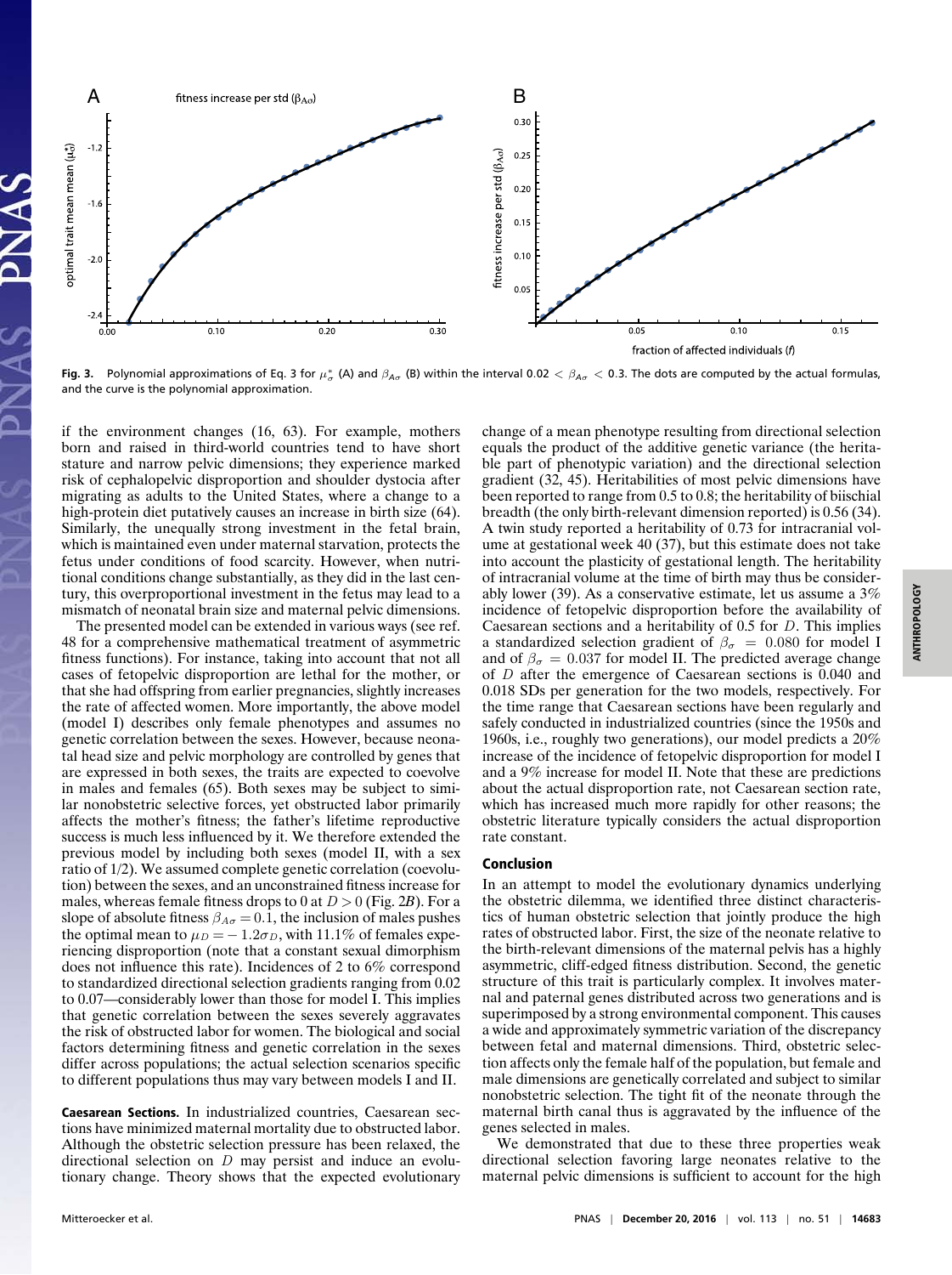A

fitness increase per std ($\beta_{A\sigma}$)

optimal trait mean mean ($\mu_\sigma^*$)

-1.2

-1.6

-2.0

-2.4

0.00 0.10 0.20 0.30

B

fitness increase per std ($\beta_{A\sigma}$)

0.30

0.25

0.20

0.15

0.10

0.05

0.05 0.10 0.15

fraction of affected individuals ($f$)

**Fig. 3.** Polynomial approximations of Eq. 3 for $\mu_\sigma^*$ (A) and $\beta_{A\sigma}$ (B) within the interval $0.02 < \beta_{A\sigma} < 0.3$. The dots are computed by the actual formulas, and the curve is the polynomial approximation.

if the environment changes (16, 63). For example, mothers born and raised in third-world countries tend to have short stature and narrow pelvic dimensions; they experience marked risk of cephalopelvic disproportion and shoulder dystocia after migrating as adults to the United States, where a change to a high-protein diet putatively causes an increase in birth size (64). Similarly, the unequally strong investment in the fetal brain, which is maintained even under maternal starvation, protects the fetus under conditions of food scarcity. However, when nutritional conditions change substantially, as they did in the last century, this overproportional investment in the fetus may lead to a mismatch of neonatal brain size and maternal pelvic dimensions.

The presented model can be extended in various ways (see ref. 48 for a comprehensive mathematical treatment of asymmetric fitness functions). For instance, taking into account that not all cases of fetopelvic disproportion are lethal for the mother, or that she had offspring from earlier pregnancies, slightly increases the rate of affected women. More importantly, the above model (model I) describes only female phenotypes and assumes no genetic correlation between the sexes. However, because neonatal head size and pelvic morphology are controlled by genes that are expressed in both sexes, the traits are expected to coevolve in males and females (65). Both sexes may be subject to similar nonobstetric selective forces, yet obstructed labor primarily affects the mother's fitness; the father's lifetime reproductive success is much less influenced by it. We therefore extended the previous model by including both sexes (model II, with a sex ratio of 1/2). We assumed complete genetic correlation (coevolution) between the sexes, and an unconstrained fitness increase for males, whereas female fitness drops to 0 at $D > 0$ (Fig. 2*B*). For a slope of absolute fitness $\beta_{A\sigma} = 0.1$, the inclusion of males pushes the optimal mean to $\mu_D = -1.2\sigma_D$, with 11.1% of females experiencing disproportion (note that a constant sexual dimorphism does not influence this rate). Incidences of 2 to 6% correspond to standardized directional selection gradients ranging from 0.02 to 0.07—considerably lower than those for model I. This implies that genetic correlation between the sexes severely aggravates the risk of obstructed labor for women. The biological and social factors determining fitness and genetic correlation in the sexes differ across populations; the actual selection scenarios specific to different populations thus may vary between models I and II.

**Caesarean Sections.** In industrialized countries, Caesarean sections have minimized maternal mortality due to obstructed labor. Although the obstetric selection pressure has been relaxed, the directional selection on $D$ may persist and induce an evolutionary change. Theory shows that the expected evolutionary change of a mean phenotype resulting from directional selection equals the product of the additive genetic variance (the heritable part of phenotypic variation) and the directional selection gradient (32, 45). Heritabilities of most pelvic dimensions have been reported to range from 0.5 to 0.8; the heritability of biischial breadth (the only birth-relevant dimension reported) is 0.56 (34). A twin study reported a heritability of 0.73 for intracranial volume at gestational week 40 (37), but this estimate does not take into account the plasticity of gestational length. The heritability of intracranial volume at the time of birth may thus be considerably lower (39). As a conservative estimate, let us assume a 3% incidence of fetopelvic disproportion before the availability of Caesarean sections and a heritability of 0.5 for $D$. This implies a standardized selection gradient of $\beta_\sigma = 0.080$ for model I and of $\beta_\sigma = 0.037$ for model II. The predicted average change of $D$ after the emergence of Caesarean sections is 0.040 and 0.018 SDs per generation for the two models, respectively. For the time range that Caesarean sections have been regularly and safely conducted in industrialized countries (since the 1950s and 1960s, i.e., roughly two generations), our model predicts a 20% increase of the incidence of fetopelvic disproportion for model I and a 9% increase for model II. Note that these are predictions about the actual disproportion rate, not Caesarean section rate, which has increased much more rapidly for other reasons; the obstetric literature typically considers the actual disproportion rate constant.

## Conclusion

In an attempt to model the evolutionary dynamics underlying the obstetric dilemma, we identified three distinct characteristics of human obstetric selection that jointly produce the high rates of obstructed labor. First, the size of the neonate relative to the birth-relevant dimensions of the maternal pelvis has a highly asymmetric, cliff-edged fitness distribution. Second, the genetic structure of this trait is particularly complex. It involves maternal and paternal genes distributed across two generations and is superimposed by a strong environmental component. This causes a wide and approximately symmetric variation of the discrepancy between fetal and maternal dimensions. Third, obstetric selection affects only the female half of the population, but female and male dimensions are genetically correlated and subject to similar nonobstetric selection. The tight fit of the neonate through the maternal birth canal thus is aggravated by the influence of the genes selected in males.

We demonstrated that due to these three properties weak directional selection favoring large neonates relative to the maternal pelvic dimensions is sufficient to account for the high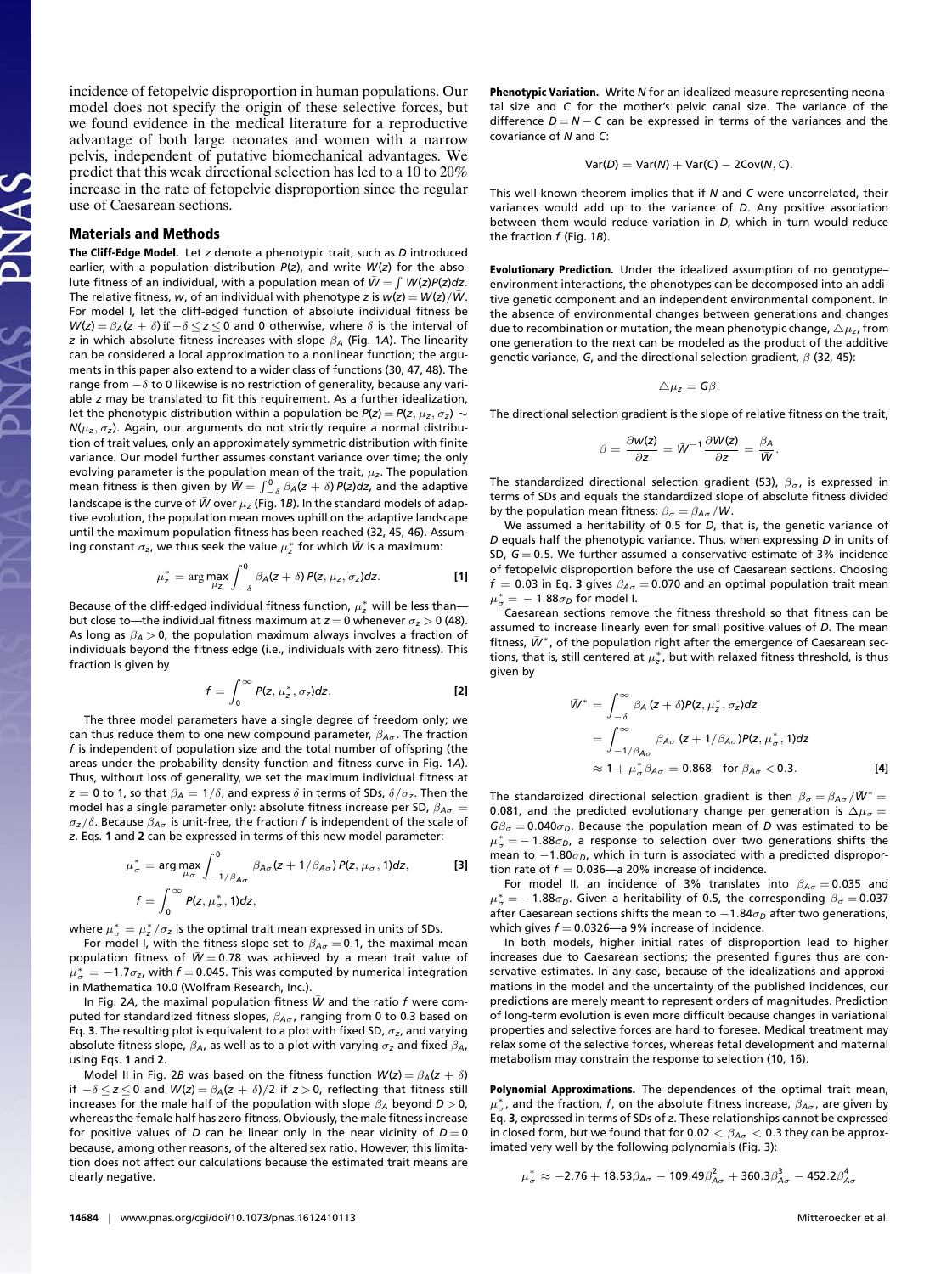incidence of fetopelvic disproportion in human populations. Our model does not specify the origin of these selective forces, but we found evidence in the medical literature for a reproductive advantage of both large neonates and women with a narrow pelvis, independent of putative biomechanical advantages. We predict that this weak directional selection has led to a 10 to 20% increase in the rate of fetopelvic disproportion since the regular use of Caesarean sections.

## Materials and Methods

**The Cliff-Edge Model.** Let $z$ denote a phenotypic trait, such as $D$ introduced earlier, with a population distribution $P(z)$, and write $W(z)$ for the absolute fitness of an individual, with a population mean of $\bar{W} = \int W(z)P(z)dz$. The relative fitness, $w$, of an individual with phenotype $z$ is $w(z) = W(z)/\bar{W}$. For model I, let the cliff-edged function of absolute individual fitness be $W(z) = \beta_A(z + \delta)$ if $-\delta \leq z \leq 0$ and 0 otherwise, where $\delta$ is the interval of $z$ in which absolute fitness increases with slope $\beta_A$ (Fig. 1A). The linearity can be considered a local approximation to a nonlinear function; the arguments in this paper also extend to a wider class of functions (30, 47, 48). The range from $-\delta$ to 0 likewise is no restriction of generality, because any variable $z$ may be translated to fit this requirement. As a further idealization, let the phenotypic distribution within a population be $P(z) = P(z, \mu_z, \sigma_z) \sim N(\mu_z, \sigma_z)$. Again, our arguments do not strictly require a normal distribution of trait values, only an approximately symmetric distribution with finite variance. Our model further assumes constant variance over time; the only evolving parameter is the population mean of the trait, $\mu_z$. The population mean fitness is then given by $\bar{W} = \int_{-\delta}^{0} \beta_A(z+\delta)\,P(z)dz$, and the adaptive landscape is the curve of $\bar{W}$ over $\mu_z$ (Fig. 1B). In the standard models of adaptive evolution, the population mean moves uphill on the adaptive landscape until the maximum population fitness has been reached (32, 45, 46). Assuming constant $\sigma_z$, we thus seek the value $\mu_z^*$ for which $\bar{W}$ is a maximum:

$$\mu_z^* = \arg\max_{\mu_z} \int_{-\delta}^{0} \beta_A(z+\delta)\,P(z, \mu_z, \sigma_z)dz. \qquad [1]$$

Because of the cliff-edged individual fitness function, $\mu_z^*$ will be less than—but close to—the individual fitness maximum at $z = 0$ whenever $\sigma_z > 0$ (48). As long as $\beta_A > 0$, the population maximum always involves a fraction of individuals beyond the fitness edge (i.e., individuals with zero fitness). This fraction is given by

$$f = \int_0^{\infty} P(z, \mu_z^*, \sigma_z)dz. \qquad [2]$$

The three model parameters have a single degree of freedom only; we can thus reduce them to one new compound parameter, $\beta_{A\sigma}$. The fraction $f$ is independent of population size and the total number of offspring (the areas under the probability density function and fitness curve in Fig. 1A). Thus, without loss of generality, we set the maximum individual fitness at $z = 0$ to 1, so that $\beta_A = 1/\delta$, and express $\delta$ in terms of SDs, $\delta/\sigma_z$. Then the model has a single parameter only: absolute fitness increase per SD, $\beta_{A\sigma} = \sigma_z/\delta$. Because $\beta_{A\sigma}$ is unit-free, the fraction $f$ is independent of the scale of $z$. Eqs. **1** and **2** can be expressed in terms of this new model parameter:

$$\mu_\sigma^* = \arg\max_{\mu_\sigma} \int_{-1/\beta_{A\sigma}}^{0} \beta_{A\sigma}(z + 1/\beta_{A\sigma})\,P(z, \mu_\sigma, 1)dz, \qquad [3]$$

$$f = \int_0^{\infty} P(z, \mu_\sigma^*, 1)dz,$$

where $\mu_\sigma^* = \mu_z^*/\sigma_z$ is the optimal trait mean expressed in units of SDs.

For model I, with the fitness slope set to $\beta_{A\sigma} = 0.1$, the maximal mean population fitness of $\bar{W} = 0.78$ was achieved by a mean trait value of $\mu_\sigma^* = -1.7\sigma_z$, with $f = 0.045$. This was computed by numerical integration in Mathematica 10.0 (Wolfram Research, Inc.).

In Fig. 2A, the maximal population fitness $\bar{W}$ and the ratio $f$ were computed for standardized fitness slopes, $\beta_{A\sigma}$, ranging from 0 to 0.3 based on Eq. **3**. The resulting plot is equivalent to a plot with fixed SD, $\sigma_z$, and varying absolute fitness slope, $\beta_A$, as well as to a plot with varying $\sigma_z$ and fixed $\beta_A$, using Eqs. **1** and **2**.

Model II in Fig. 2B was based on the fitness function $W(z) = \beta_A(z + \delta)$ if $-\delta \leq z \leq 0$ and $W(z) = \beta_A(z + \delta)/2$ if $z > 0$, reflecting that fitness still increases for the male half of the population with slope $\beta_A$ beyond $D > 0$, whereas the female half has zero fitness. Obviously, the male fitness increase for positive values of $D$ can be linear only in the near vicinity of $D = 0$ because, among other reasons, of the altered sex ratio. However, this limitation does not affect our calculations because the estimated trait means are clearly negative.

**Phenotypic Variation.** Write $N$ for an idealized measure representing neonatal size and $C$ for the mother's pelvic canal size. The variance of the difference $D = N - C$ can be expressed in terms of the variances and the covariance of $N$ and $C$:

$$\mathrm{Var}(D) = \mathrm{Var}(N) + \mathrm{Var}(C) - 2\mathrm{Cov}(N, C).$$

This well-known theorem implies that if $N$ and $C$ were uncorrelated, their variances would add up to the variance of $D$. Any positive association between them would reduce variation in $D$, which in turn would reduce the fraction $f$ (Fig. 1B).

**Evolutionary Prediction.** Under the idealized assumption of no genotype–environment interactions, the phenotypes can be decomposed into an additive genetic component and an independent environmental component. In the absence of environmental changes between generations and changes due to recombination or mutation, the mean phenotypic change, $\triangle\mu_z$, from one generation to the next can be modeled as the product of the additive genetic variance, $G$, and the directional selection gradient, $\beta$ (32, 45):

$$\triangle\mu_z = G\beta.$$

The directional selection gradient is the slope of relative fitness on the trait,

$$\beta = \frac{\partial w(z)}{\partial z} = \bar{W}^{-1}\frac{\partial W(z)}{\partial z} = \frac{\beta_A}{\bar{W}}.$$

The standardized directional selection gradient (53), $\beta_\sigma$, is expressed in terms of SDs and equals the standardized slope of absolute fitness divided by the population mean fitness: $\beta_\sigma = \beta_{A\sigma}/\bar{W}$.

We assumed a heritability of 0.5 for $D$, that is, the genetic variance of $D$ equals half the phenotypic variance. Thus, when expressing $D$ in units of SD, $G = 0.5$. We further assumed a conservative estimate of 3% incidence of fetopelvic disproportion before the use of Caesarean sections. Choosing $f = 0.03$ in Eq. **3** gives $\beta_{A\sigma} = 0.070$ and an optimal population trait mean $\mu_\sigma^* = -1.88\sigma_D$ for model I.

Caesarean sections remove the fitness threshold so that fitness can be assumed to increase linearly even for small positive values of $D$. The mean fitness, $\bar{W}^*$, of the population right after the emergence of Caesarean sections, that is, still centered at $\mu_z^*$, but with relaxed fitness threshold, is thus given by

$$\begin{aligned}\bar{W}^* &= \int_{-\delta}^{\infty} \beta_A\,(z+\delta)P(z, \mu_z^*, \sigma_z)dz \\ &= \int_{-1/\beta_{A\sigma}}^{\infty} \beta_{A\sigma}\,(z + 1/\beta_{A\sigma})P(z, \mu_\sigma^*, 1)dz \\ &\approx 1 + \mu_\sigma^*\beta_{A\sigma} = 0.868 \quad \text{for } \beta_{A\sigma} < 0.3. \end{aligned} \qquad [4]$$

The standardized directional selection gradient is then $\beta_\sigma = \beta_{A\sigma}/\bar{W}^* = 0.081$, and the predicted evolutionary change per generation is $\Delta\mu_\sigma = G\beta_\sigma = 0.040\sigma_D$. Because the population mean of $D$ was estimated to be $\mu_\sigma^* = -1.88\sigma_D$, a response to selection over two generations shifts the mean to $-1.80\sigma_D$, which in turn is associated with a predicted disproportion rate of $f = 0.036$—a 20% increase of incidence.

For model II, an incidence of 3% translates into $\beta_{A\sigma} = 0.035$ and $\mu_\sigma^* = -1.88\sigma_D$. Given a heritability of 0.5, the corresponding $\beta_\sigma = 0.037$ after Caesarean sections shifts the mean to $-1.84\sigma_D$ after two generations, which gives $f = 0.0326$—a 9% increase of incidence.

In both models, higher initial rates of disproportion lead to higher increases due to Caesarean sections; the presented figures thus are conservative estimates. In any case, because of the idealizations and approximations in the model and the uncertainty of the published incidences, our predictions are merely meant to represent orders of magnitudes. Prediction of long-term evolution is even more difficult because changes in variational properties and selective forces are hard to foresee. Medical treatment may relax some of the selective forces, whereas fetal development and maternal metabolism may constrain the response to selection (10, 16).

**Polynomial Approximations.** The dependences of the optimal trait mean, $\mu_\sigma^*$, and the fraction, $f$, on the absolute fitness increase, $\beta_{A\sigma}$, are given by Eq. **3**, expressed in terms of SDs of $z$. These relationships cannot be expressed in closed form, but we found that for $0.02 < \beta_{A\sigma} < 0.3$ they can be approximated very well by the following polynomials (Fig. 3):

$$\mu_\sigma^* \approx -2.76 + 18.53\beta_{A\sigma} - 109.49\beta_{A\sigma}^2 + 360.3\beta_{A\sigma}^3 - 452.2\beta_{A\sigma}^4$$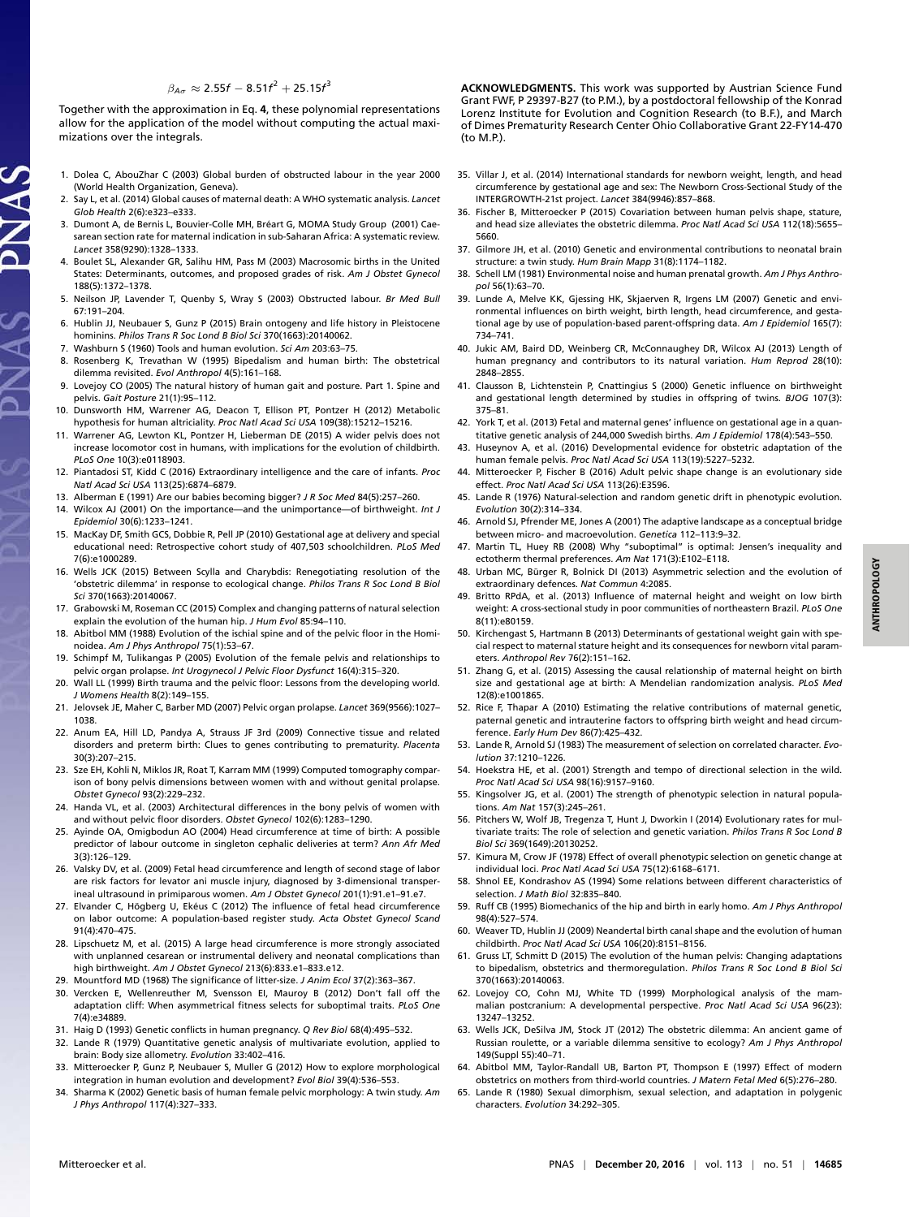$$\beta_{A\sigma} \approx 2.55f - 8.51f^2 + 25.15f^3$$

Together with the approximation in Eq. **4**, these polynomial representations allow for the application of the model without computing the actual maximizations over the integrals.

1. Dolea C, AbouZhar C (2003) Global burden of obstructed labour in the year 2000 (World Health Organization, Geneva).
2. Say L, et al. (2014) Global causes of maternal death: A WHO systematic analysis. *Lancet Glob Health* 2(6):e323–e333.
3. Dumont A, de Bernis L, Bouvier-Colle MH, Bréart G, MOMA Study Group (2001) Caesarean section rate for maternal indication in sub-Saharan Africa: A systematic review. *Lancet* 358(9290):1328–1333.
4. Boulet SL, Alexander GR, Salihu HM, Pass M (2003) Macrosomic births in the United States: Determinants, outcomes, and proposed grades of risk. *Am J Obstet Gynecol* 188(5):1372–1378.
5. Neilson JP, Lavender T, Quenby S, Wray S (2003) Obstructed labour. *Br Med Bull* 67:191–204.
6. Hublin JJ, Neubauer S, Gunz P (2015) Brain ontogeny and life history in Pleistocene hominins. *Philos Trans R Soc Lond B Biol Sci* 370(1663):20140062.
7. Washburn S (1960) Tools and human evolution. *Sci Am* 203:63–75.
8. Rosenberg K, Trevathan W (1995) Bipedalism and human birth: The obstetrical dilemma revisited. *Evol Anthropol* 4(5):161–168.
9. Lovejoy CO (2005) The natural history of human gait and posture. Part 1. Spine and pelvis. *Gait Posture* 21(1):95–112.
10. Dunsworth HM, Warrener AG, Deacon T, Ellison PT, Pontzer H (2012) Metabolic hypothesis for human altriciality. *Proc Natl Acad Sci USA* 109(38):15212–15216.
11. Warrener AG, Lewton KL, Pontzer H, Lieberman DE (2015) A wider pelvis does not increase locomotor cost in humans, with implications for the evolution of childbirth. *PLoS One* 10(3):e0118903.
12. Piantadosi ST, Kidd C (2016) Extraordinary intelligence and the care of infants. *Proc Natl Acad Sci USA* 113(25):6874–6879.
13. Alberman E (1991) Are our babies becoming bigger? *J R Soc Med* 84(5):257–260.
14. Wilcox AJ (2001) On the importance—and the unimportance—of birthweight. *Int J Epidemiol* 30(6):1233–1241.
15. MacKay DF, Smith GCS, Dobbie R, Pell JP (2010) Gestational age at delivery and special educational need: Retrospective cohort study of 407,503 schoolchildren. *PLoS Med* 7(6):e1000289.
16. Wells JCK (2015) Between Scylla and Charybdis: Renegotiating resolution of the 'obstetric dilemma' in response to ecological change. *Philos Trans R Soc Lond B Biol Sci* 370(1663):20140067.
17. Grabowski M, Roseman CC (2015) Complex and changing patterns of natural selection explain the evolution of the human hip. *J Hum Evol* 85:94–110.
18. Abitbol MM (1988) Evolution of the ischial spine and of the pelvic floor in the Hominoidea. *Am J Phys Anthropol* 75(1):53–67.
19. Schimpf M, Tulikangas P (2005) Evolution of the female pelvis and relationships to pelvic organ prolapse. *Int Urogynecol J Pelvic Floor Dysfunct* 16(4):315–320.
20. Wall LL (1999) Birth trauma and the pelvic floor: Lessons from the developing world. *J Womens Health* 8(2):149–155.
21. Jelovsek JE, Maher C, Barber MD (2007) Pelvic organ prolapse. *Lancet* 369(9566):1027–1038.
22. Anum EA, Hill LD, Pandya A, Strauss JF 3rd (2009) Connective tissue and related disorders and preterm birth: Clues to genes contributing to prematurity. *Placenta* 30(3):207–215.
23. Sze EH, Kohli N, Miklos JR, Roat T, Karram MM (1999) Computed tomography comparison of bony pelvis dimensions between women with and without genital prolapse. *Obstet Gynecol* 93(2):229–232.
24. Handa VL, et al. (2003) Architectural differences in the bony pelvis of women with and without pelvic floor disorders. *Obstet Gynecol* 102(6):1283–1290.
25. Ayinde OA, Omigbodun AO (2004) Head circumference at time of birth: A possible predictor of labour outcome in singleton cephalic deliveries at term? *Ann Afr Med* 3(3):126–129.
26. Valsky DV, et al. (2009) Fetal head circumference and length of second stage of labor are risk factors for levator ani muscle injury, diagnosed by 3-dimensional transperineal ultrasound in primiparous women. *Am J Obstet Gynecol* 201(1):91.e1–91.e7.
27. Elvander C, Högberg U, Ekéus C (2012) The influence of fetal head circumference on labor outcome: A population-based register study. *Acta Obstet Gynecol Scand* 91(4):470–475.
28. Lipschuetz M, et al. (2015) A large head circumference is more strongly associated with unplanned cesarean or instrumental delivery and neonatal complications than high birthweight. *Am J Obstet Gynecol* 213(6):833.e1–833.e12.
29. Mountford MD (1968) The significance of litter-size. *J Anim Ecol* 37(2):363–367.
30. Vercken E, Wellenreuther M, Svensson EI, Mauroy B (2012) Don't fall off the adaptation cliff: When asymmetrical fitness selects for suboptimal traits. *PLoS One* 7(4):e34889.
31. Haig D (1993) Genetic conflicts in human pregnancy. *Q Rev Biol* 68(4):495–532.
32. Lande R (1979) Quantitative genetic analysis of multivariate evolution, applied to brain: Body size allometry. *Evolution* 33:402–416.
33. Mitteroecker P, Gunz P, Neubauer S, Muller G (2012) How to explore morphological integration in human evolution and development? *Evol Biol* 39(4):536–553.
34. Sharma K (2002) Genetic basis of human female pelvic morphology: A twin study. *Am J Phys Anthropol* 117(4):327–333.

**ACKNOWLEDGMENTS.** This work was supported by Austrian Science Fund Grant FWF, P 29397-B27 (to P.M.), by a postdoctoral fellowship of the Konrad Lorenz Institute for Evolution and Cognition Research (to B.F.), and March of Dimes Prematurity Research Center Ohio Collaborative Grant 22-FY14-470 (to M.P.).

35. Villar J, et al. (2014) International standards for newborn weight, length, and head circumference by gestational age and sex: The Newborn Cross-Sectional Study of the INTERGROWTH-21st project. *Lancet* 384(9946):857–868.
36. Fischer B, Mitteroecker P (2015) Covariation between human pelvis shape, stature, and head size alleviates the obstetric dilemma. *Proc Natl Acad Sci USA* 112(18):5655–5660.
37. Gilmore JH, et al. (2010) Genetic and environmental contributions to neonatal brain structure: a twin study. *Hum Brain Mapp* 31(8):1174–1182.
38. Schell LM (1981) Environmental noise and human prenatal growth. *Am J Phys Anthropol* 56(1):63–70.
39. Lunde A, Melve KK, Gjessing HK, Skjaerven R, Irgens LM (2007) Genetic and environmental influences on birth weight, birth length, head circumference, and gestational age by use of population-based parent-offspring data. *Am J Epidemiol* 165(7):734–741.
40. Jukic AM, Baird DD, Weinberg CR, McConnaughey DR, Wilcox AJ (2013) Length of human pregnancy and contributors to its natural variation. *Hum Reprod* 28(10):2848–2855.
41. Clausson B, Lichtenstein P, Cnattingius S (2000) Genetic influence on birthweight and gestational length determined by studies in offspring of twins. *BJOG* 107(3):375–81.
42. York T, et al. (2013) Fetal and maternal genes' influence on gestational age in a quantitative genetic analysis of 244,000 Swedish births. *Am J Epidemiol* 178(4):543–550.
43. Huseynov A, et al. (2016) Developmental evidence for obstetric adaptation of the human female pelvis. *Proc Natl Acad Sci USA* 113(19):5227–5232.
44. Mitteroecker P, Fischer B (2016) Adult pelvic shape change is an evolutionary side effect. *Proc Natl Acad Sci USA* 113(26):E3596.
45. Lande R (1976) Natural-selection and random genetic drift in phenotypic evolution. *Evolution* 30(2):314–334.
46. Arnold SJ, Pfrender ME, Jones A (2001) The adaptive landscape as a conceptual bridge between micro- and macroevolution. *Genetica* 112–113:9–32.
47. Martin TL, Huey RB (2008) Why "suboptimal" is optimal: Jensen's inequality and ectotherm thermal preferences. *Am Nat* 171(3):E102–E118.
48. Urban MC, Bürger R, Bolnick DI (2013) Asymmetric selection and the evolution of extraordinary defences. *Nat Commun* 4:2085.
49. Britto RPdA, et al. (2013) Influence of maternal height and weight on low birth weight: A cross-sectional study in poor communities of northeastern Brazil. *PLoS One* 8(11):e80159.
50. Kirchengast S, Hartmann B (2013) Determinants of gestational weight gain with special respect to maternal stature height and its consequences for newborn vital parameters. *Anthropol Rev* 76(2):151–162.
51. Zhang G, et al. (2015) Assessing the causal relationship of maternal height on birth size and gestational age at birth: A Mendelian randomization analysis. *PLoS Med* 12(8):e1001865.
52. Rice F, Thapar A (2010) Estimating the relative contributions of maternal genetic, paternal genetic and intrauterine factors to offspring birth weight and head circumference. *Early Hum Dev* 86(7):425–432.
53. Lande R, Arnold SJ (1983) The measurement of selection on correlated character. *Evolution* 37:1210–1226.
54. Hoekstra HE, et al. (2001) Strength and tempo of directional selection in the wild. *Proc Natl Acad Sci USA* 98(16):9157–9160.
55. Kingsolver JG, et al. (2001) The strength of phenotypic selection in natural populations. *Am Nat* 157(3):245–261.
56. Pitchers W, Wolf JB, Tregenza T, Hunt J, Dworkin I (2014) Evolutionary rates for multivariate traits: The role of selection and genetic variation. *Philos Trans R Soc Lond B Biol Sci* 369(1649):20130252.
57. Kimura M, Crow JF (1978) Effect of overall phenotypic selection on genetic change at individual loci. *Proc Natl Acad Sci USA* 75(12):6168–6171.
58. Shnol EE, Kondrashov AS (1994) Some relations between different characteristics of selection. *J Math Biol* 32:835–840.
59. Ruff CB (1995) Biomechanics of the hip and birth in early homo. *Am J Phys Anthropol* 98(4):527–574.
60. Weaver TD, Hublin JJ (2009) Neandertal birth canal shape and the evolution of human childbirth. *Proc Natl Acad Sci USA* 106(20):8151–8156.
61. Gruss LT, Schmitt D (2015) The evolution of the human pelvis: Changing adaptations to bipedalism, obstetrics and thermoregulation. *Philos Trans R Soc Lond B Biol Sci* 370(1663):20140063.
62. Lovejoy CO, Cohn MJ, White TD (1999) Morphological analysis of the mammalian postcranium: A developmental perspective. *Proc Natl Acad Sci USA* 96(23):13247–13252.
63. Wells JCK, DeSilva JM, Stock JT (2012) The obstetric dilemma: An ancient game of Russian roulette, or a variable dilemma sensitive to ecology? *Am J Phys Anthropol* 149(Suppl 55):40–71.
64. Abitbol MM, Taylor-Randall UB, Barton PT, Thompson E (1997) Effect of modern obstetrics on mothers from third-world countries. *J Matern Fetal Med* 6(5):276–280.
65. Lande R (1980) Sexual dimorphism, sexual selection, and adaptation in polygenic characters. *Evolution* 34:292–305.